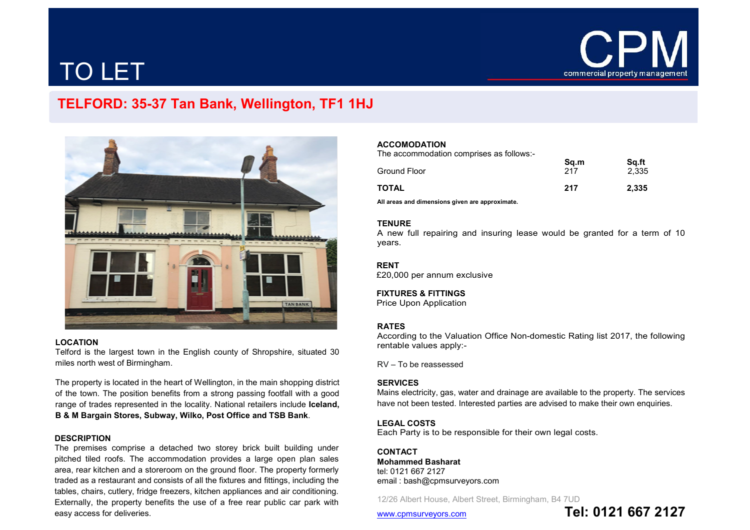# TO LET

CPM
commercial property management

## TELFORD: 35-37 Tan Bank, Wellington, TF1 1HJ

### LOCATION
Telford is the largest town in the English county of Shropshire, situated 30 miles north west of Birmingham.

The property is located in the heart of Wellington, in the main shopping district of the town. The position benefits from a strong passing footfall with a good range of trades represented in the locality. National retailers include **Iceland, B & M Bargain Stores, Subway, Wilko, Post Office and TSB Bank**.

### DESCRIPTION
The premises comprise a detached two storey brick built building under pitched tiled roofs. The accommodation provides a large open plan sales area, rear kitchen and a storeroom on the ground floor. The property formerly traded as a restaurant and consists of all the fixtures and fittings, including the tables, chairs, cutlery, fridge freezers, kitchen appliances and air conditioning. Externally, the property benefits the use of a free rear public car park with easy access for deliveries.

### ACCOMODATION
The accommodation comprises as follows:-

| | Sq.m | Sq.ft |
|---|---|---|
| Ground Floor | 217 | 2,335 |
| **TOTAL** | **217** | **2,335** |

**All areas and dimensions given are approximate.**

### TENURE
A new full repairing and insuring lease would be granted for a term of 10 years.

### RENT
£20,000 per annum exclusive

### FIXTURES & FITTINGS
Price Upon Application

### RATES
According to the Valuation Office Non-domestic Rating list 2017, the following rentable values apply:-

RV – To be reassessed

### SERVICES
Mains electricity, gas, water and drainage are available to the property. The services have not been tested. Interested parties are advised to make their own enquiries.

### LEGAL COSTS
Each Party is to be responsible for their own legal costs.

### CONTACT
**Mohammed Basharat**
tel: 0121 667 2127
email : bash@cpmsurveyors.com

12/26 Albert House, Albert Street, Birmingham, B4 7UD

www.cpmsurveyors.com

**Tel: 0121 667 2127**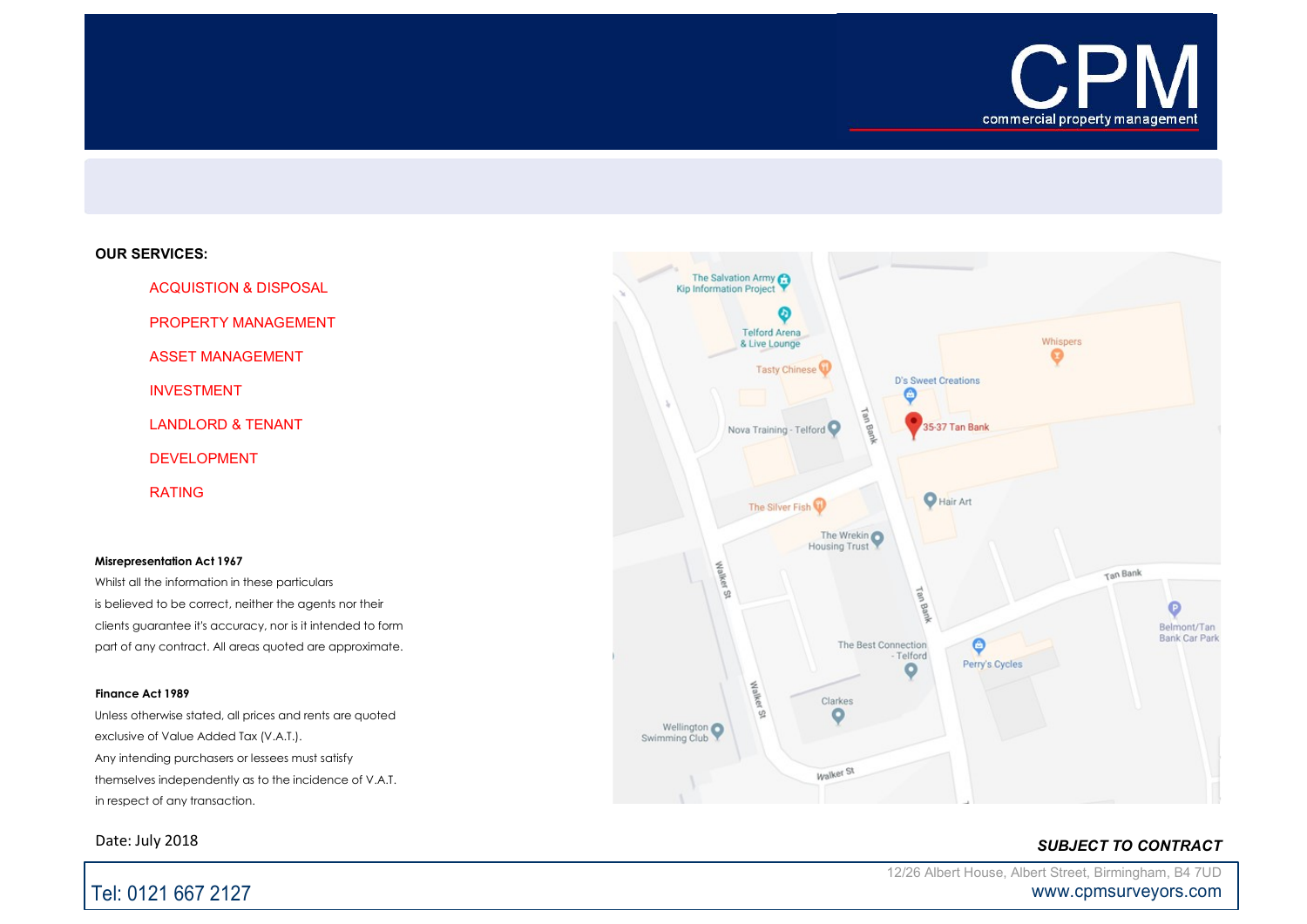CPM
commercial property management

**OUR SERVICES:**

- ACQUISTION & DISPOSAL
- PROPERTY MANAGEMENT
- ASSET MANAGEMENT
- INVESTMENT
- LANDLORD & TENANT
- DEVELOPMENT
- RATING

The Salvation Army Kip Information Project
Telford Arena & Live Lounge
Tasty Chinese
Whispers
D's Sweet Creations
Tan Bank
35-37 Tan Bank
Nova Training - Telford
The Silver Fish
Hair Art
The Wrekin Housing Trust
Walker St
Tan Bank
Tan Bank
Belmont/Tan Bank Car Park
The Best Connection - Telford
Perry's Cycles
Walker St
Clarkes
Wellington Swimming Club
Walker St

**Misrepresentation Act 1967**

Whilst all the information in these particulars is believed to be correct, neither the agents nor their clients guarantee it's accuracy, nor is it intended to form part of any contract. All areas quoted are approximate.

**Finance Act 1989**

Unless otherwise stated, all prices and rents are quoted exclusive of Value Added Tax (V.A.T.).
Any intending purchasers or lessees must satisfy themselves independently as to the incidence of V.A.T. in respect of any transaction.

Date: July 2018

***SUBJECT TO CONTRACT***

Tel: 0121 667 2127

12/26 Albert House, Albert Street, Birmingham, B4 7UD
www.cpmsurveyors.com